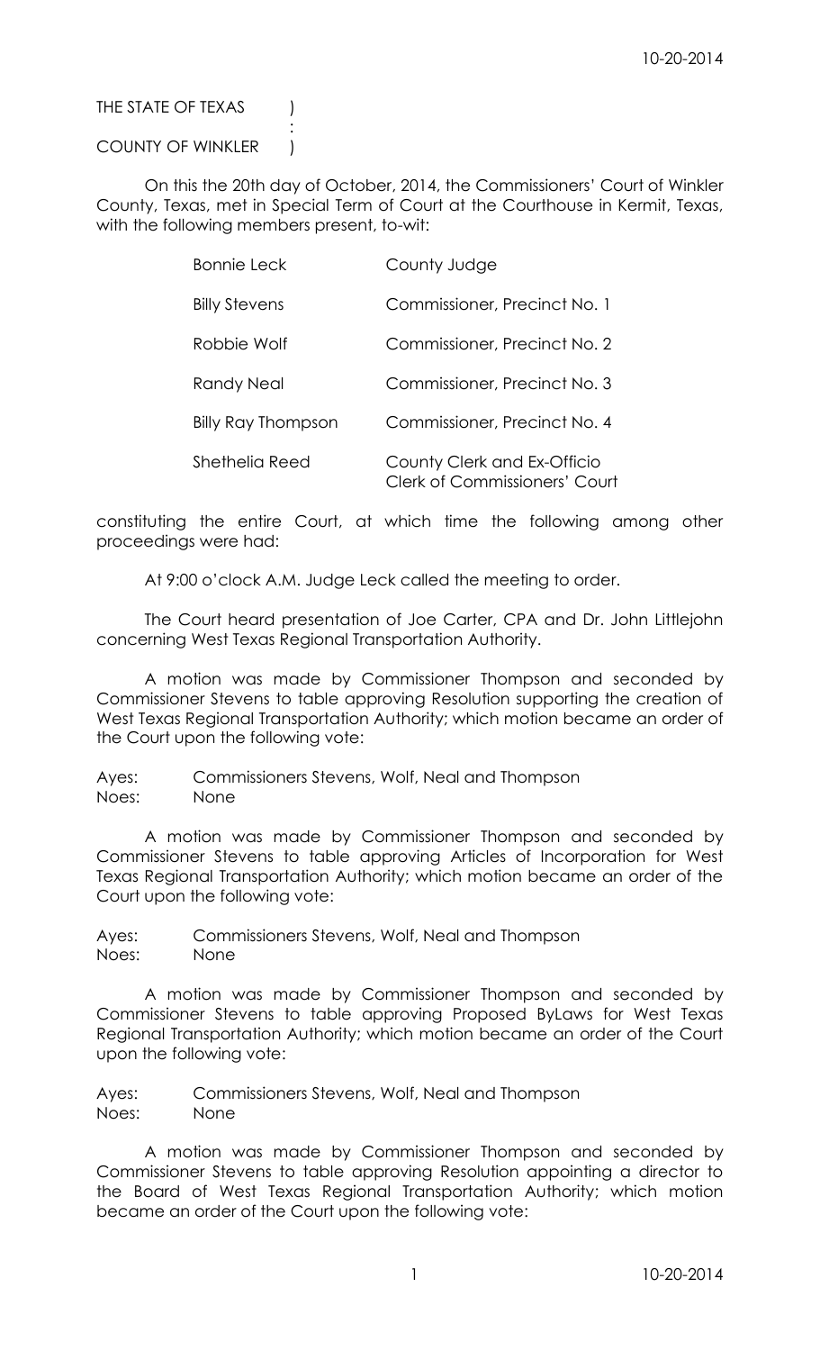THE STATE OF TEXAS )
:
COUNTY OF WINKLER )

On this the 20th day of October, 2014, the Commissioners' Court of Winkler County, Texas, met in Special Term of Court at the Courthouse in Kermit, Texas, with the following members present, to-wit:

| | |
|---|---|
| Bonnie Leck | County Judge |
| Billy Stevens | Commissioner, Precinct No. 1 |
| Robbie Wolf | Commissioner, Precinct No. 2 |
| Randy Neal | Commissioner, Precinct No. 3 |
| Billy Ray Thompson | Commissioner, Precinct No. 4 |
| Shethelia Reed | County Clerk and Ex-Officio Clerk of Commissioners' Court |

constituting the entire Court, at which time the following among other proceedings were had:

At 9:00 o'clock A.M. Judge Leck called the meeting to order.

The Court heard presentation of Joe Carter, CPA and Dr. John Littlejohn concerning West Texas Regional Transportation Authority.

A motion was made by Commissioner Thompson and seconded by Commissioner Stevens to table approving Resolution supporting the creation of West Texas Regional Transportation Authority; which motion became an order of the Court upon the following vote:

Ayes: Commissioners Stevens, Wolf, Neal and Thompson
Noes: None

A motion was made by Commissioner Thompson and seconded by Commissioner Stevens to table approving Articles of Incorporation for West Texas Regional Transportation Authority; which motion became an order of the Court upon the following vote:

Ayes: Commissioners Stevens, Wolf, Neal and Thompson
Noes: None

A motion was made by Commissioner Thompson and seconded by Commissioner Stevens to table approving Proposed ByLaws for West Texas Regional Transportation Authority; which motion became an order of the Court upon the following vote:

Ayes: Commissioners Stevens, Wolf, Neal and Thompson
Noes: None

A motion was made by Commissioner Thompson and seconded by Commissioner Stevens to table approving Resolution appointing a director to the Board of West Texas Regional Transportation Authority; which motion became an order of the Court upon the following vote: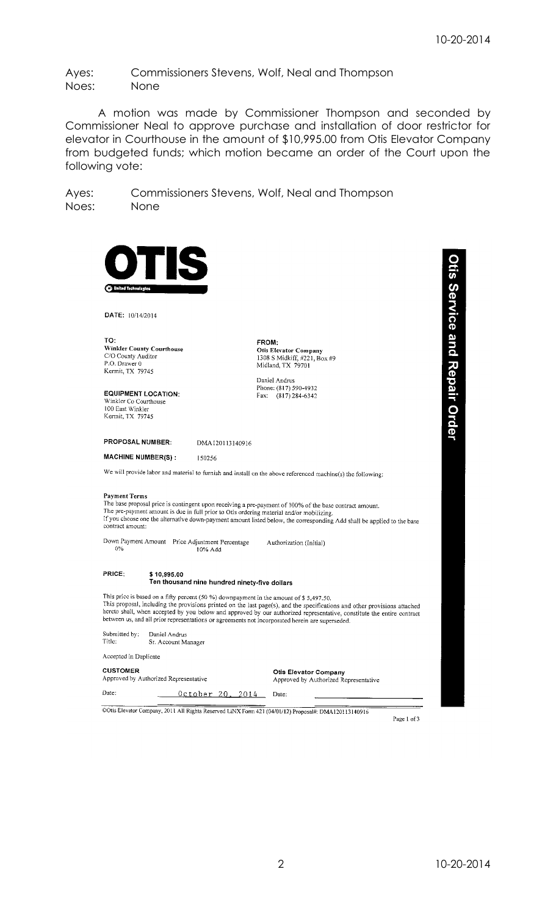Ayes: Commissioners Stevens, Wolf, Neal and Thompson
Noes: None

A motion was made by Commissioner Thompson and seconded by Commissioner Neal to approve purchase and installation of door restrictor for elevator in Courthouse in the amount of $10,995.00 from Otis Elevator Company from budgeted funds; which motion became an order of the Court upon the following vote:

Ayes: Commissioners Stevens, Wolf, Neal and Thompson
Noes: None

**OTIS**
United Technologies

**Otis Service and Repair Order**

**DATE:** 10/14/2014

**TO:**
**Winkler County Courthouse**
C/O County Auditor
P.O. Drawer 0
Kermit, TX 79745

**FROM:**
**Otis Elevator Company**
1308 S Midkiff, #221, Box #9
Midland, TX 79701

Daniel Andrus
Phone: (817) 590-4932
Fax: (817) 284-6342

**EQUIPMENT LOCATION:**
Winkler Co Courthouse
100 East Winkler
Kermit, TX 79745

**PROPOSAL NUMBER:** DMA120113140916

**MACHINE NUMBER(S):** 150256

We will provide labor and material to furnish and install on the above referenced machine(s) the following:

**Payment Terms**
The base proposal price is contingent upon receiving a pre-payment of 100% of the base contract amount.
The pre-payment amount is due in full prior to Otis ordering material and/or mobilizing.
If you choose one the alternative down-payment amount listed below, the corresponding Add shall be applied to the base contract amount:

| Down Payment Amount | Price Adjustment Percentage | Authorization (Initial) |
| --- | --- | --- |
| 0% | 10% Add | |

**PRICE:** **$ 10,995.00**
**Ten thousand nine hundred ninety-five dollars**

This price is based on a fifty percent (50 %) downpayment in the amount of $ 5,497.50.
This proposal, including the provisions printed on the last page(s), and the specifications and other provisions attached hereto shall, when accepted by you below and approved by our authorized representative, constitute the entire contract between us, and all prior representations or agreements not incorporated herein are superseded.

Submitted by: Daniel Andrus
Title: Sr. Account Manager

Accepted in Duplicate

**CUSTOMER**
Approved by Authorized Representative

Date: October 20, 2014

**Otis Elevator Company**
Approved by Authorized Representative

Date: ____________

©Otis Elevator Company, 2011 All Rights Reserved LiNX Form 421 (04/01/12) Proposal#: DMA120113140916

Page 1 of 3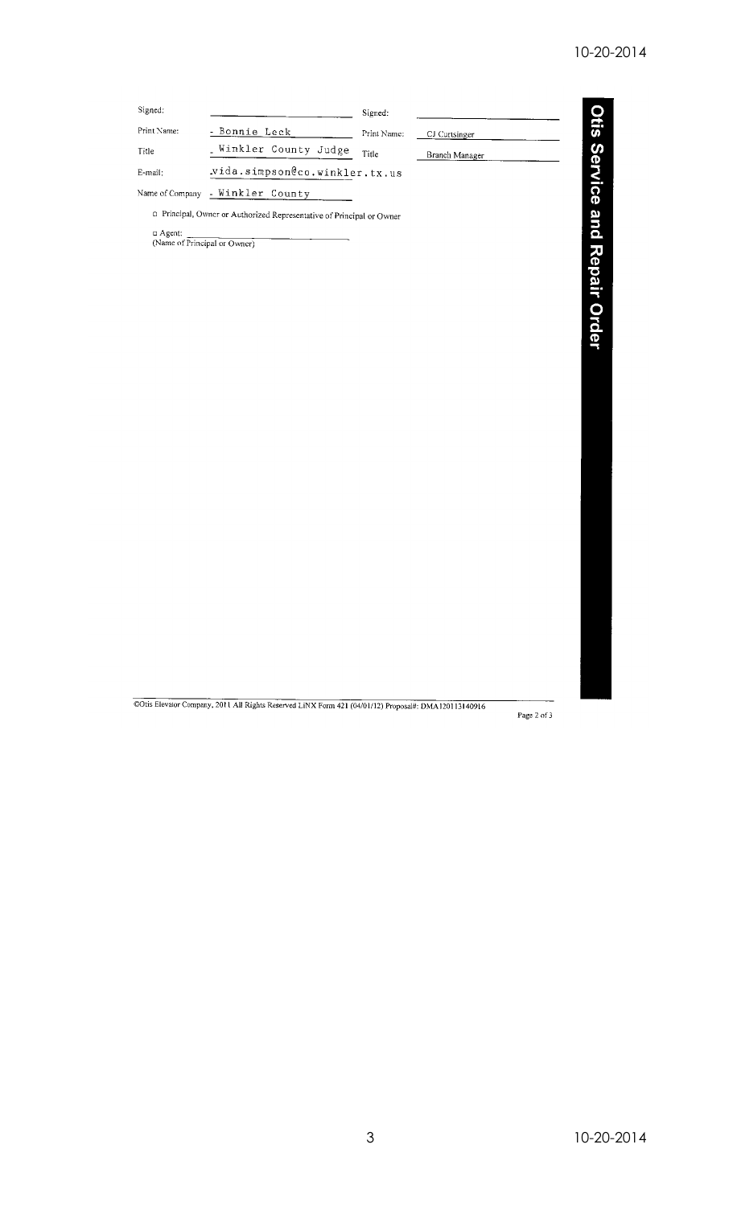| Signed: | | Signed: | |
| --- | --- | --- | --- |
| Print Name: | - Bonnie Leck | Print Name: | CJ Curtsinger |
| Title | - Winkler County Judge | Title | Branch Manager |
| E-mail: | vida.simpson@co.winkler.tx.us | | |
| Name of Company | - Winkler County | | |

□ Principal, Owner or Authorized Representative of Principal or Owner

□ Agent: ____________________
(Name of Principal or Owner)

**Otis Service and Repair Order**

©Otis Elevator Company, 2011 All Rights Reserved LiNX Form 421 (04/01/12) Proposal#: DMA120113140916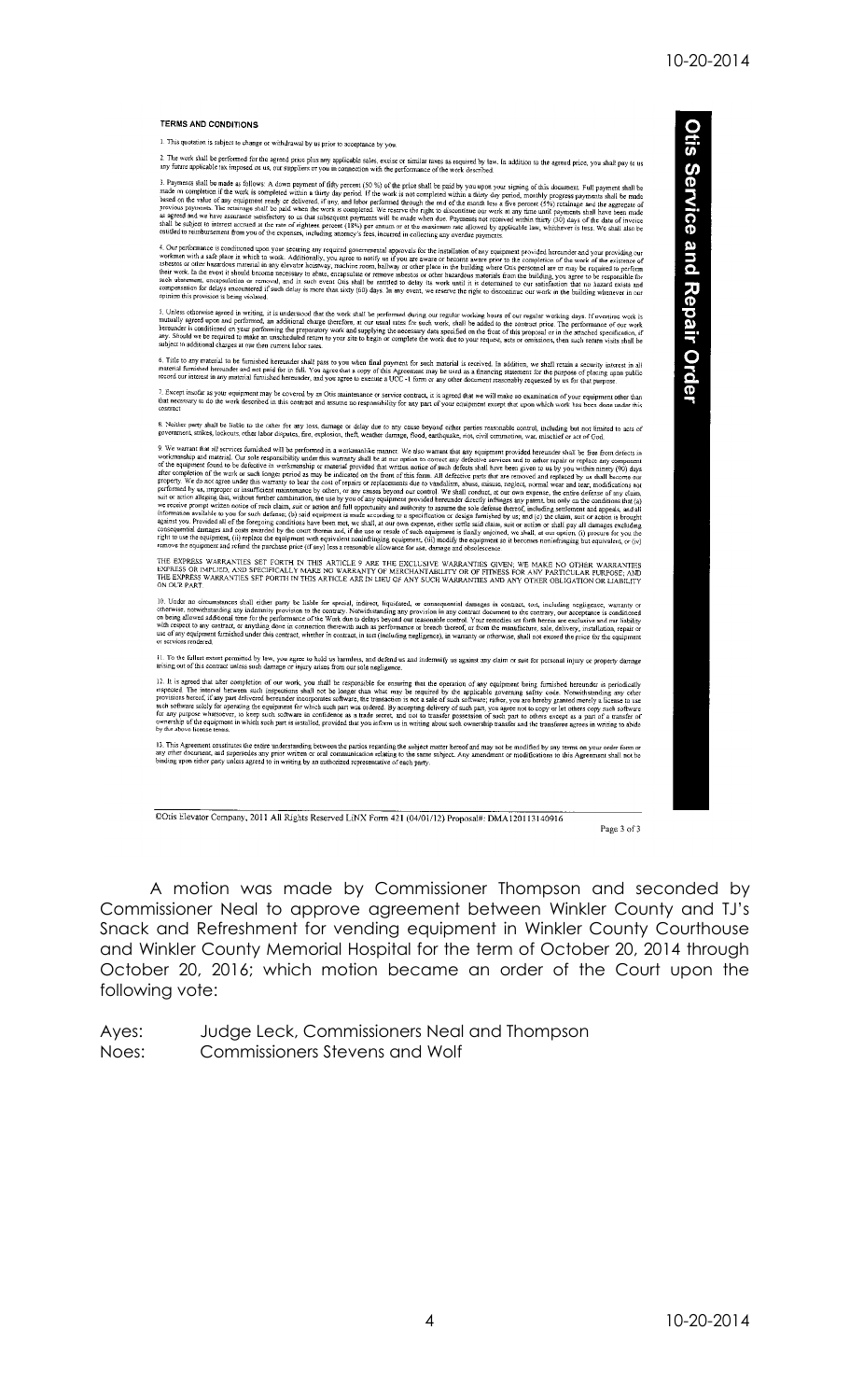**TERMS AND CONDITIONS**

1. This quotation is subject to change or withdrawal by us prior to acceptance by you.

2. The work shall be performed for the agreed price plus any applicable sales, excise or similar taxes as required by law. In addition to the agreed price, you shall pay to us any future applicable tax imposed on us, our suppliers or you in connection with the performance of the work described.

3. Payments shall be made as follows: A down payment of fifty percent (50 %) of the price shall be paid by you upon your signing of this document. Full payment shall be made on completion if the work is completed within a thirty day period. If the work is not completed within a thirty day period, monthly progress payments shall be made based on the value of any equipment ready or delivered, if any, and labor performed through the end of the month less a five percent (5%) retainage and the aggregate of previous payments. The retainage shall be paid when the work is completed. We reserve the right to discontinue our work at any time until payments shall have been made as agreed and we have assurance satisfactory to us that subsequent payments will be made when due. Payments not received within thirty (30) days of the date of invoice shall be subject to interest accrued at the rate of eighteen percent (18%) per annum or at the maximum rate allowed by applicable law, whichever is less. We shall also be entitled to reimbursement from you of the expenses, including attorney's fees, incurred in collecting any overdue payments.

4. Our performance is conditioned upon your securing any required governmental approvals for the installation of any equipment provided hereunder and your providing our workmen with a safe place in which to work. Additionally, you agree to notify us if you are aware or become aware prior to the completion of the work of the existence of asbestos or other hazardous material in any elevator hoistway, machine room, hallway or other place in the building where Otis personnel are or may be required to perform their work. In the event it should become necessary to abate, encapsulate or remove asbestos or other hazardous materials from the building, you agree to be responsible for such abatement, encapsulation or removal, and in such event Otis shall be entitled to delay its work until it is determined to our satisfaction that no hazard exists and compensation for delays encountered if such delay is more than sixty (60) days. In any event, we reserve the right to discontinue our work in the building whenever in our opinion this provision is being violated.

5. Unless otherwise agreed in writing, it is understood that the work shall be performed during our regular working hours of our regular working days. If overtime work is mutually agreed upon and performed, an additional charge therefore, at our usual rates for such work, shall be added to the contract price. The performance of our work hereunder is conditioned on your performing the preparatory work and supplying the necessary data specified on the front of this proposal or in the attached specification, if any. Should we be required to make an unscheduled return to your site to begin or complete the work due to your request, acts or omissions, then such return visits shall be subject to additional charges at our then current labor rates.

6. Title to any material to be furnished hereunder shall pass to you when final payment for such material is received. In addition, we shall retain a security interest in all material furnished hereunder and not paid for in full. You agree that a copy of this Agreement may be used as a financing statement for the purpose of placing upon public record our interest in any material furnished hereunder, and you agree to execute a UCC -1 form or any other document reasonably requested by us for that purpose.

7. Except insofar as your equipment may be covered by an Otis maintenance or service contract, it is agreed that we will make no examination of your equipment other than that necessary to do the work described in this contract and assume no responsibility for any part of your equipment except that upon which work has been done under this contract.

8. Neither party shall be liable to the other for any loss, damage or delay due to any cause beyond either parties reasonable control, including but not limited to acts of government, strikes, lockouts, other labor disputes, fire, explosion, theft, weather damage, flood, earthquake, riot, civil commotion, war, mischief or act of God.

9. We warrant that all services furnished will be performed in a workmanlike manner. We also warrant that any equipment provided hereunder shall be free from defects in workmanship and material. Our sole responsibility under this warranty shall be at our option to correct any defective services and to either repair or replace any component of the equipment found to be defective in workmanship or material provided that written notice of such defects shall have been given to us by you within ninety (90) days after completion of the work or such longer period as may be indicated on the front of this form. All defective parts that are removed and replaced by us shall become our property. We do not agree under this warranty to bear the cost of repairs or replacements due to vandalism, abuse, misuse, neglect, normal wear and tear, modifications not performed by us, improper or insufficient maintenance by others, or any causes beyond our control. We shall conduct, at our own expense, the entire defense of any claim, suit or action alleging that, without further combination, the use by you of any equipment provided hereunder directly infringes any patent, but only on the conditions that (a) we receive prompt written notice of such claim, suit or action and full opportunity and authority to assume the sole defense thereof, including settlement and appeals, and all information available to you for such defense; (b) said equipment is made according to a specification or design furnished by us; and (c) the claim, suit or action is brought against you. Provided all of the foregoing conditions have been met, we shall, at our own expense, either settle said claim, suit or action or shall pay all damages excluding consequential damages and costs awarded by the court therein and, if the use or resale of such equipment is finally enjoined, we shall, at our option, (i) procure for you the right to use the equipment, (ii) replace the equipment with equivalent noninfringing equipment, (iii) modify the equipment so it becomes noninfringing but equivalent, or (iv) remove the equipment and refund the purchase price (if any) less a reasonable allowance for use, damage and obsolescence.

THE EXPRESS WARRANTIES SET FORTH IN THIS ARTICLE 9 ARE THE EXCLUSIVE WARRANTIES GIVEN; WE MAKE NO OTHER WARRANTIES EXPRESS OR IMPLIED, AND SPECIFICALLY MAKE NO WARRANTY OF MERCHANTABILITY OR OF FITNESS FOR ANY PARTICULAR PURPOSE; AND THE EXPRESS WARRANTIES SET FORTH IN THIS ARTICLE ARE IN LIEU OF ANY SUCH WARRANTIES AND ANY OTHER OBLIGATION OR LIABILITY ON OUR PART.

10. Under no circumstances shall either party be liable for special, indirect, liquidated, or consequential damages in contract, tort, including negligence, warranty or otherwise, notwithstanding any indemnity provision to the contrary. Notwithstanding any provision in any contract document to the contrary, our acceptance is conditioned on being allowed additional time for the performance of the Work due to delays beyond our reasonable control. Your remedies set forth herein are exclusive and our liability with respect to any contract, or anything done in connection therewith such as performance or breach thereof, or from the manufacture, sale, delivery, installation, repair or use of any equipment furnished under this contract, whether in contract, in tort (including negligence), in warranty or otherwise, shall not exceed the price for the equipment or services rendered.

11. To the fullest extent permitted by law, you agree to hold us harmless, and defend us and indemnify us against any claim or suit for personal injury or property damage arising out of this contract unless such damage or injury arises from our sole negligence.

12. It is agreed that after completion of our work, you shall be responsible for ensuring that the operation of any equipment being furnished hereunder is periodically inspected. The interval between such inspections shall not be longer than what may be required by the applicable governing safety code. Notwithstanding any other provisions hereof, if any part delivered hereunder incorporates software, the transaction is not a sale of such software; rather, you are hereby granted merely a license to use such software solely for operating the equipment for which such part was ordered. By accepting delivery of such part, you agree not to copy or let others copy such software for any purpose whatsoever, to keep such software in confidence as a trade secret, and not to transfer possession of such part to others except as a part of a transfer of ownership of the equipment in which such part is installed, provided that you inform us in writing about such ownership transfer and the transferee agrees in writing to abide by the above license terms.

13. This Agreement constitutes the entire understanding between the parties regarding the subject matter hereof and may not be modified by any terms on your order form or any other document, and supersedes any prior written or oral communication relating to the same subject. Any amendment or modifications to this Agreement shall not be binding upon either party unless agreed to in writing by an authorized representative of each party.

**Otis Service and Repair Order**

©Otis Elevator Company, 2011 All Rights Reserved LiNX Form 421 (04/01/12) Proposal#: DMA120113140916

Page 3 of 3

A motion was made by Commissioner Thompson and seconded by Commissioner Neal to approve agreement between Winkler County and TJ's Snack and Refreshment for vending equipment in Winkler County Courthouse and Winkler County Memorial Hospital for the term of October 20, 2014 through October 20, 2016; which motion became an order of the Court upon the following vote:

Ayes: Judge Leck, Commissioners Neal and Thompson
Noes: Commissioners Stevens and Wolf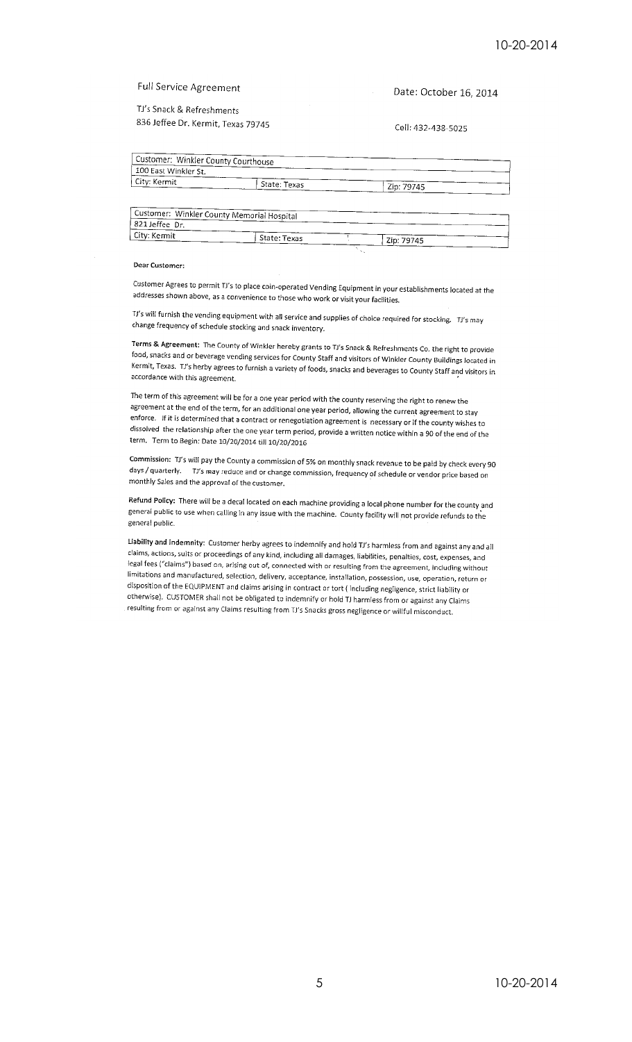Full Service Agreement

Date: October 16, 2014

TJ's Snack & Refreshments
836 Jeffee Dr. Kermit, Texas 79745

Cell: 432-438-5025

| Customer: Winkler County Courthouse | | |
|---|---|---|
| 100 East Winkler St. | | |
| City: Kermit | State: Texas | Zip: 79745 |

| Customer: Winkler County Memorial Hospital | | |
|---|---|---|
| 821 Jeffee Dr. | | |
| City: Kermit | State: Texas | Zip: 79745 |

**Dear Customer:**

Customer Agrees to permit TJ's to place coin-operated Vending Equipment in your establishments located at the addresses shown above, as a convenience to those who work or visit your facilities.

TJ's will furnish the vending equipment with all service and supplies of choice required for stocking. TJ's may change frequency of schedule stocking and snack inventory.

**Terms & Agreement:** The County of Winkler hereby grants to TJ's Snack & Refreshments Co. the right to provide food, snacks and or beverage vending services for County Staff and visitors of Winkler County Buildings located in Kermit, Texas. TJ's herby agrees to furnish a variety of foods, snacks and beverages to County Staff and visitors in accordance with this agreement.

The term of this agreement will be for a one year period with the county reserving the right to renew the agreement at the end of the term, for an additional one year period, allowing the current agreement to stay enforce. If it is determined that a contract or renegotiation agreement is necessary or if the county wishes to dissolved the relationship after the one year term period, provide a written notice within a 90 of the end of the term. Term to Begin: Date 10/20/2014 till 10/20/2016

**Commission:** TJ's will pay the County a commission of 5% on monthly snack revenue to be paid by check every 90 days / quarterly. TJ's may reduce and or change commission, frequency of schedule or vendor price based on monthly Sales and the approval of the customer.

**Refund Policy:** There will be a decal located on each machine providing a local phone number for the county and general public to use when calling in any issue with the machine. County facility will not provide refunds to the general public.

**Liability and Indemnity:** Customer herby agrees to indemnify and hold TJ's harmless from and against any and all claims, actions, suits or proceedings of any kind, including all damages, liabilities, penalties, cost, expenses, and legal fees ("claims") based on, arising out of, connected with or resulting from the agreement, including without limitations and manufactured, selection, delivery, acceptance, installation, possession, use, operation, return or disposition of the EQUIPMENT and claims arising in contract or tort ( including negligence, strict liability or otherwise). CUSTOMER shall not be obligated to indemnify or hold TJ harmless from or against any Claims resulting from or against any Claims resulting from TJ's Snacks gross negligence or willful misconduct.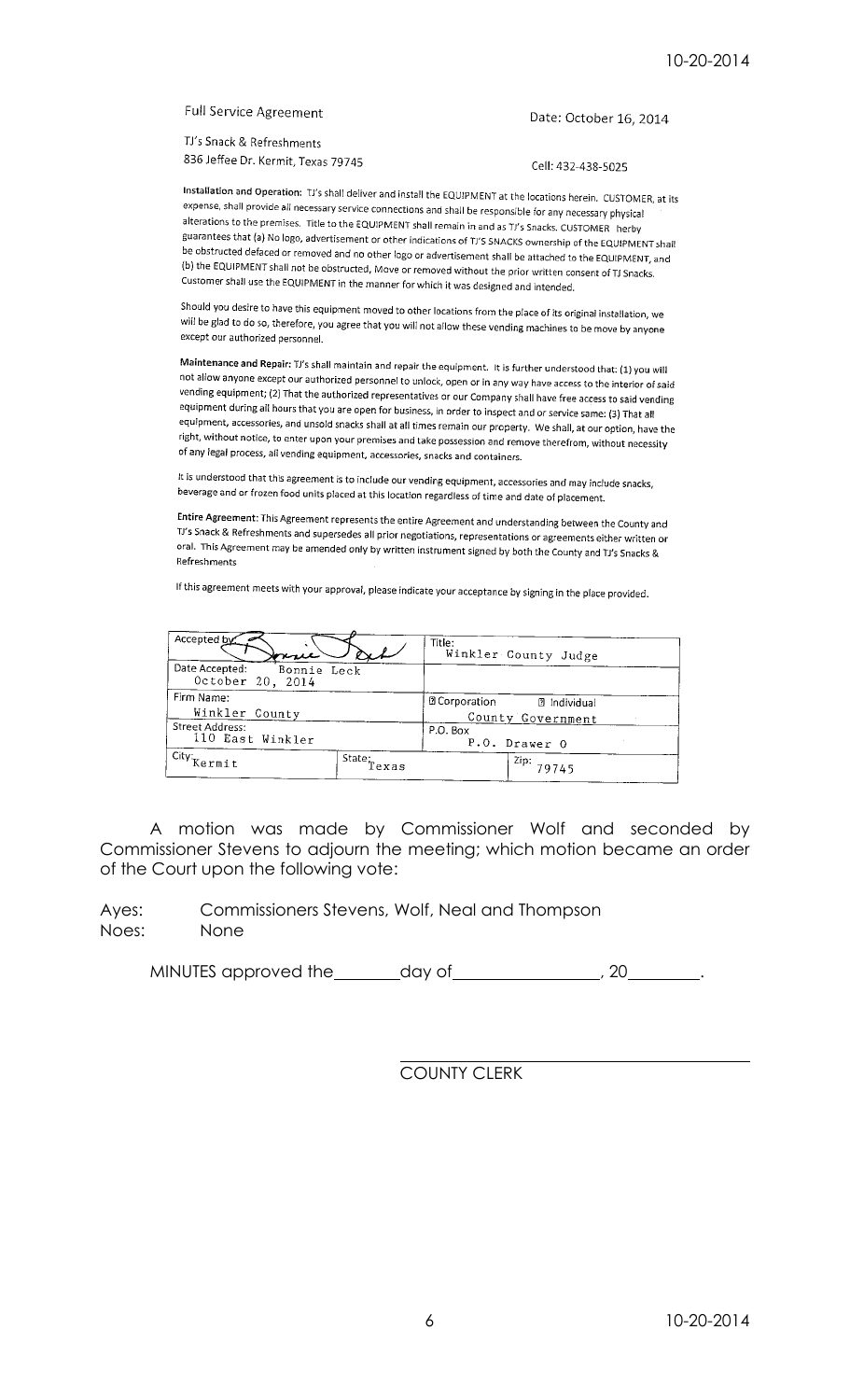Full Service Agreement

Date: October 16, 2014

TJ's Snack & Refreshments
836 Jeffee Dr. Kermit, Texas 79745

Cell: 432-438-5025

**Installation and Operation:** TJ's shall deliver and install the EQUIPMENT at the locations herein. CUSTOMER, at its expense, shall provide all necessary service connections and shall be responsible for any necessary physical alterations to the premises. Title to the EQUIPMENT shall remain in and as TJ's Snacks. CUSTOMER herby guarantees that (a) No logo, advertisement or other indications of TJ'S SNACKS ownership of the EQUIPMENT shall be obstructed defaced or removed and no other logo or advertisement shall be attached to the EQUIPMENT, and (b) the EQUIPMENT shall not be obstructed, Move or removed without the prior written consent of TJ Snacks. Customer shall use the EQUIPMENT in the manner for which it was designed and intended.

Should you desire to have this equipment moved to other locations from the place of its original installation, we will be glad to do so, therefore, you agree that you will not allow these vending machines to be move by anyone except our authorized personnel.

**Maintenance and Repair:** TJ's shall maintain and repair the equipment. It is further understood that: (1) you will not allow anyone except our authorized personnel to unlock, open or in any way have access to the interior of said vending equipment; (2) That the authorized representatives or our Company shall have free access to said vending equipment during all hours that you are open for business, in order to inspect and or service same: (3) That all equipment, accessories, and unsold snacks shall at all times remain our property. We shall, at our option, have the right, without notice, to enter upon your premises and take possession and remove therefrom, without necessity of any legal process, all vending equipment, accessories, snacks and containers.

It is understood that this agreement is to include our vending equipment, accessories and may include snacks, beverage and or frozen food units placed at this location regardless of time and date of placement.

**Entire Agreement:** This Agreement represents the entire Agreement and understanding between the County and TJ's Snack & Refreshments and supersedes all prior negotiations, representations or agreements either written or oral. This Agreement may be amended only by written instrument signed by both the County and TJ's Snacks & Refreshments

If this agreement meets with your approval, please indicate your acceptance by signing in the place provided.

| | | |
|---|---|---|
| Accepted by: [signature] | | Title: Winkler County Judge |
| Date Accepted: Bonnie Leck October 20, 2014 | | |
| Firm Name: Winkler County | | ☐ Corporation ☐ Individual County Government |
| Street Address: 110 East Winkler | | P.O. Box P.O. Drawer O |
| City: Kermit | State: Texas | Zip: 79745 |

A motion was made by Commissioner Wolf and seconded by Commissioner Stevens to adjourn the meeting; which motion became an order of the Court upon the following vote:

Ayes: Commissioners Stevens, Wolf, Neal and Thompson
Noes: None

MINUTES approved the_______day of_______________, 20_______.

_________________________________
COUNTY CLERK